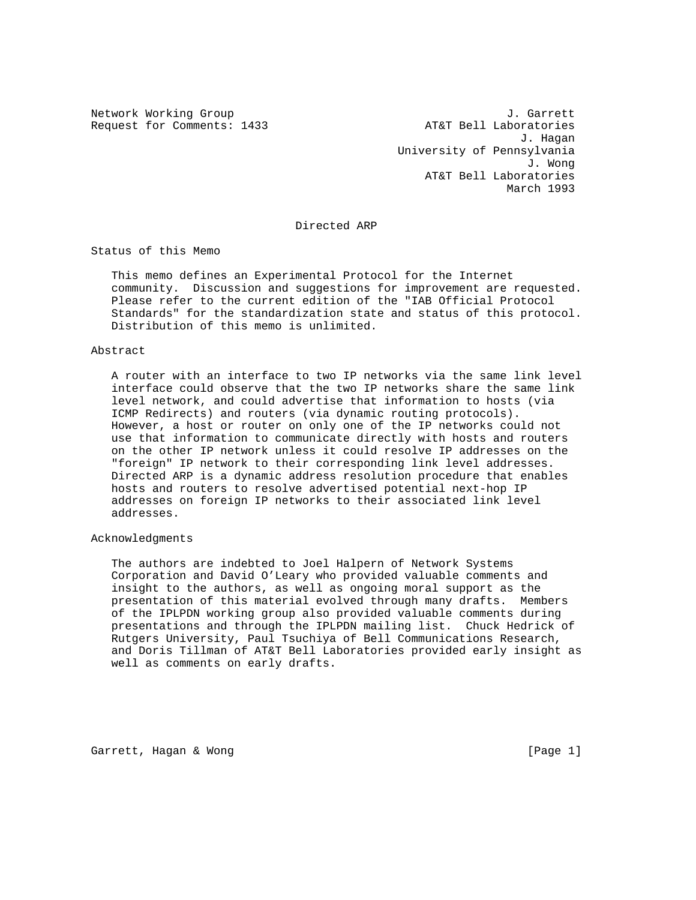Network Working Group J. Garrett
Request for Comments: 1433 AT&T Bell Laboratories
J. Hagan
University of Pennsylvania
J. Wong
AT&T Bell Laboratories
March 1993

# Directed ARP

## Status of this Memo

This memo defines an Experimental Protocol for the Internet community. Discussion and suggestions for improvement are requested. Please refer to the current edition of the "IAB Official Protocol Standards" for the standardization state and status of this protocol. Distribution of this memo is unlimited.

## Abstract

A router with an interface to two IP networks via the same link level interface could observe that the two IP networks share the same link level network, and could advertise that information to hosts (via ICMP Redirects) and routers (via dynamic routing protocols). However, a host or router on only one of the IP networks could not use that information to communicate directly with hosts and routers on the other IP network unless it could resolve IP addresses on the "foreign" IP network to their corresponding link level addresses. Directed ARP is a dynamic address resolution procedure that enables hosts and routers to resolve advertised potential next-hop IP addresses on foreign IP networks to their associated link level addresses.

## Acknowledgments

The authors are indebted to Joel Halpern of Network Systems Corporation and David O'Leary who provided valuable comments and insight to the authors, as well as ongoing moral support as the presentation of this material evolved through many drafts. Members of the IPLPDN working group also provided valuable comments during presentations and through the IPLPDN mailing list. Chuck Hedrick of Rutgers University, Paul Tsuchiya of Bell Communications Research, and Doris Tillman of AT&T Bell Laboratories provided early insight as well as comments on early drafts.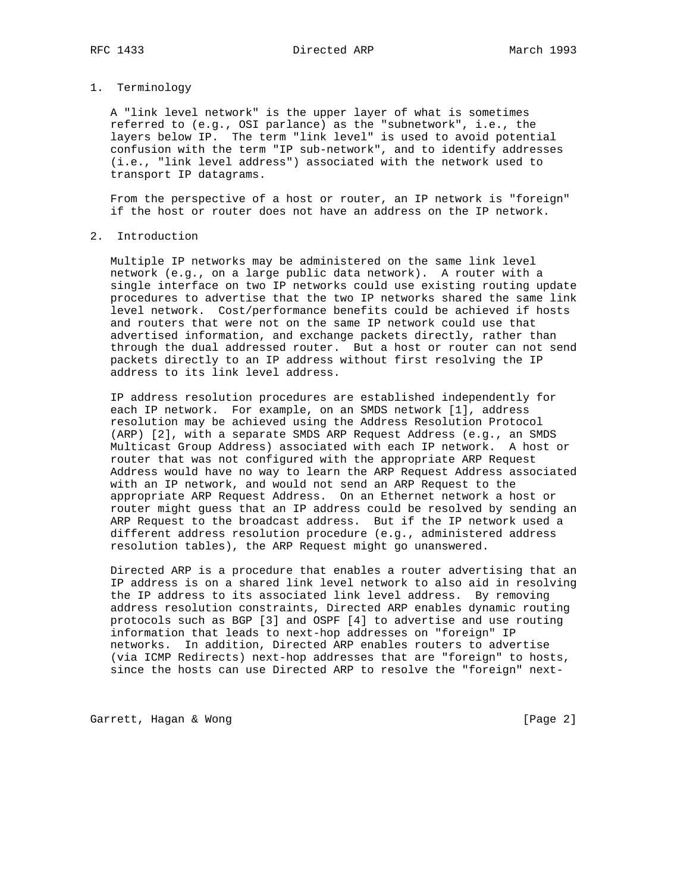## 1. Terminology

A "link level network" is the upper layer of what is sometimes referred to (e.g., OSI parlance) as the "subnetwork", i.e., the layers below IP. The term "link level" is used to avoid potential confusion with the term "IP sub-network", and to identify addresses (i.e., "link level address") associated with the network used to transport IP datagrams.

From the perspective of a host or router, an IP network is "foreign" if the host or router does not have an address on the IP network.

## 2. Introduction

Multiple IP networks may be administered on the same link level network (e.g., on a large public data network). A router with a single interface on two IP networks could use existing routing update procedures to advertise that the two IP networks shared the same link level network. Cost/performance benefits could be achieved if hosts and routers that were not on the same IP network could use that advertised information, and exchange packets directly, rather than through the dual addressed router. But a host or router can not send packets directly to an IP address without first resolving the IP address to its link level address.

IP address resolution procedures are established independently for each IP network. For example, on an SMDS network [1], address resolution may be achieved using the Address Resolution Protocol (ARP) [2], with a separate SMDS ARP Request Address (e.g., an SMDS Multicast Group Address) associated with each IP network. A host or router that was not configured with the appropriate ARP Request Address would have no way to learn the ARP Request Address associated with an IP network, and would not send an ARP Request to the appropriate ARP Request Address. On an Ethernet network a host or router might guess that an IP address could be resolved by sending an ARP Request to the broadcast address. But if the IP network used a different address resolution procedure (e.g., administered address resolution tables), the ARP Request might go unanswered.

Directed ARP is a procedure that enables a router advertising that an IP address is on a shared link level network to also aid in resolving the IP address to its associated link level address. By removing address resolution constraints, Directed ARP enables dynamic routing protocols such as BGP [3] and OSPF [4] to advertise and use routing information that leads to next-hop addresses on "foreign" IP networks. In addition, Directed ARP enables routers to advertise (via ICMP Redirects) next-hop addresses that are "foreign" to hosts, since the hosts can use Directed ARP to resolve the "foreign" next-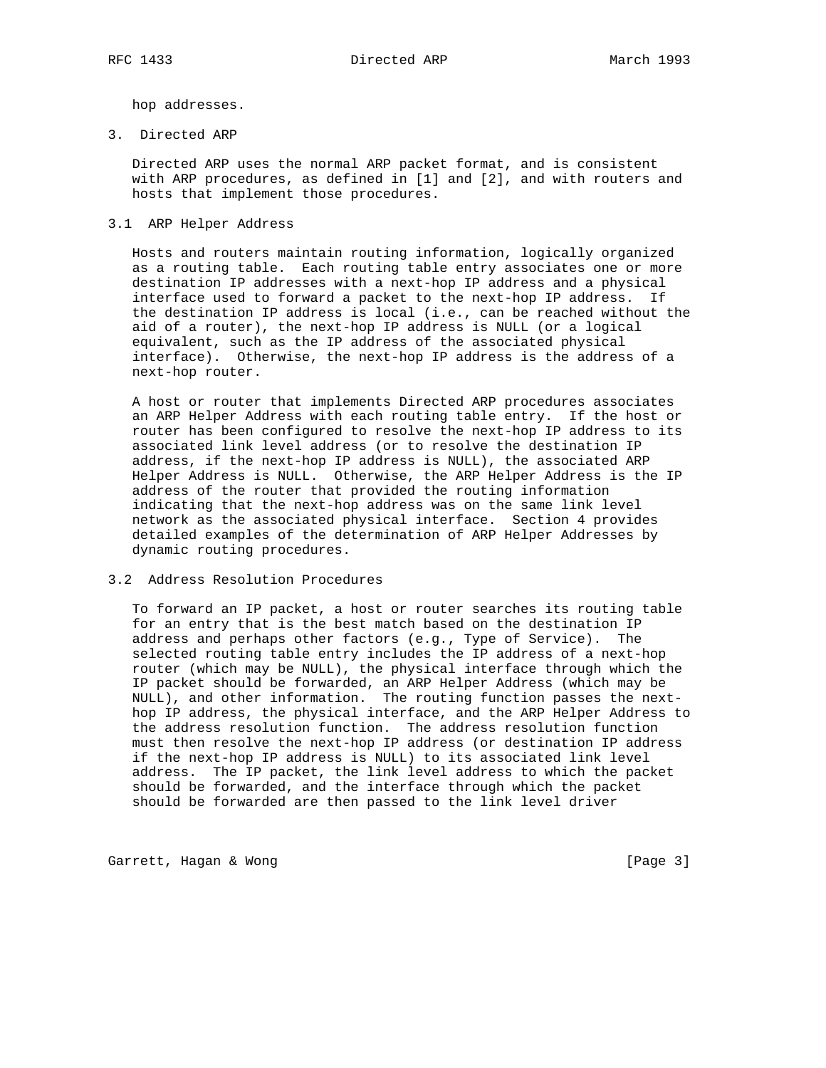hop addresses.

## 3. Directed ARP

Directed ARP uses the normal ARP packet format, and is consistent with ARP procedures, as defined in [1] and [2], and with routers and hosts that implement those procedures.

### 3.1 ARP Helper Address

Hosts and routers maintain routing information, logically organized as a routing table. Each routing table entry associates one or more destination IP addresses with a next-hop IP address and a physical interface used to forward a packet to the next-hop IP address. If the destination IP address is local (i.e., can be reached without the aid of a router), the next-hop IP address is NULL (or a logical equivalent, such as the IP address of the associated physical interface). Otherwise, the next-hop IP address is the address of a next-hop router.

A host or router that implements Directed ARP procedures associates an ARP Helper Address with each routing table entry. If the host or router has been configured to resolve the next-hop IP address to its associated link level address (or to resolve the destination IP address, if the next-hop IP address is NULL), the associated ARP Helper Address is NULL. Otherwise, the ARP Helper Address is the IP address of the router that provided the routing information indicating that the next-hop address was on the same link level network as the associated physical interface. Section 4 provides detailed examples of the determination of ARP Helper Addresses by dynamic routing procedures.

### 3.2 Address Resolution Procedures

To forward an IP packet, a host or router searches its routing table for an entry that is the best match based on the destination IP address and perhaps other factors (e.g., Type of Service). The selected routing table entry includes the IP address of a next-hop router (which may be NULL), the physical interface through which the IP packet should be forwarded, an ARP Helper Address (which may be NULL), and other information. The routing function passes the next-hop IP address, the physical interface, and the ARP Helper Address to the address resolution function. The address resolution function must then resolve the next-hop IP address (or destination IP address if the next-hop IP address is NULL) to its associated link level address. The IP packet, the link level address to which the packet should be forwarded, and the interface through which the packet should be forwarded are then passed to the link level driver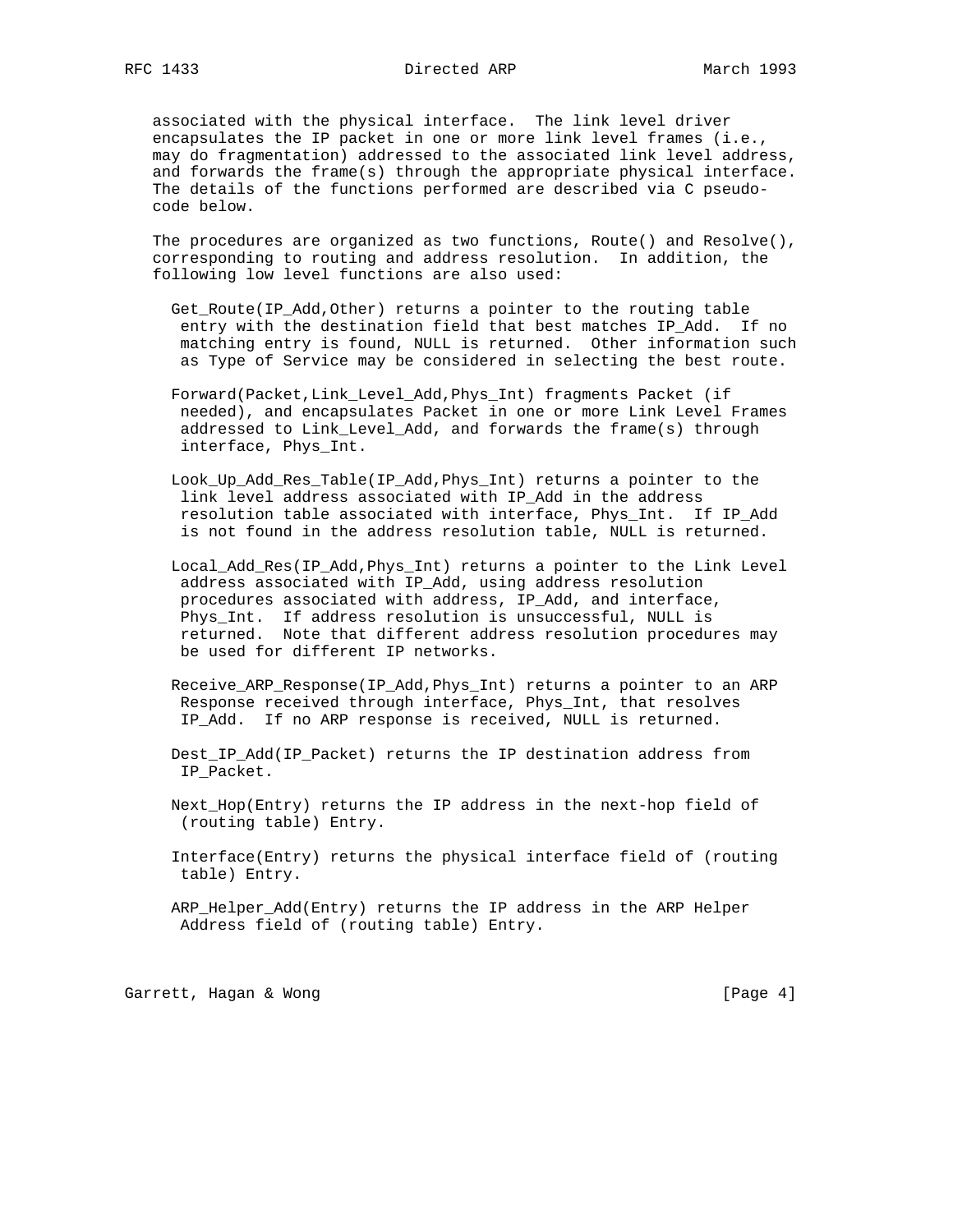associated with the physical interface. The link level driver encapsulates the IP packet in one or more link level frames (i.e., may do fragmentation) addressed to the associated link level address, and forwards the frame(s) through the appropriate physical interface. The details of the functions performed are described via C pseudo-code below.

The procedures are organized as two functions, Route() and Resolve(), corresponding to routing and address resolution. In addition, the following low level functions are also used:

Get_Route(IP_Add,Other) returns a pointer to the routing table entry with the destination field that best matches IP_Add. If no matching entry is found, NULL is returned. Other information such as Type of Service may be considered in selecting the best route.

Forward(Packet,Link_Level_Add,Phys_Int) fragments Packet (if needed), and encapsulates Packet in one or more Link Level Frames addressed to Link_Level_Add, and forwards the frame(s) through interface, Phys_Int.

Look_Up_Add_Res_Table(IP_Add,Phys_Int) returns a pointer to the link level address associated with IP_Add in the address resolution table associated with interface, Phys_Int. If IP_Add is not found in the address resolution table, NULL is returned.

Local_Add_Res(IP_Add,Phys_Int) returns a pointer to the Link Level address associated with IP_Add, using address resolution procedures associated with address, IP_Add, and interface, Phys_Int. If address resolution is unsuccessful, NULL is returned. Note that different address resolution procedures may be used for different IP networks.

Receive_ARP_Response(IP_Add,Phys_Int) returns a pointer to an ARP Response received through interface, Phys_Int, that resolves IP_Add. If no ARP response is received, NULL is returned.

Dest_IP_Add(IP_Packet) returns the IP destination address from IP_Packet.

Next_Hop(Entry) returns the IP address in the next-hop field of (routing table) Entry.

Interface(Entry) returns the physical interface field of (routing table) Entry.

ARP_Helper_Add(Entry) returns the IP address in the ARP Helper Address field of (routing table) Entry.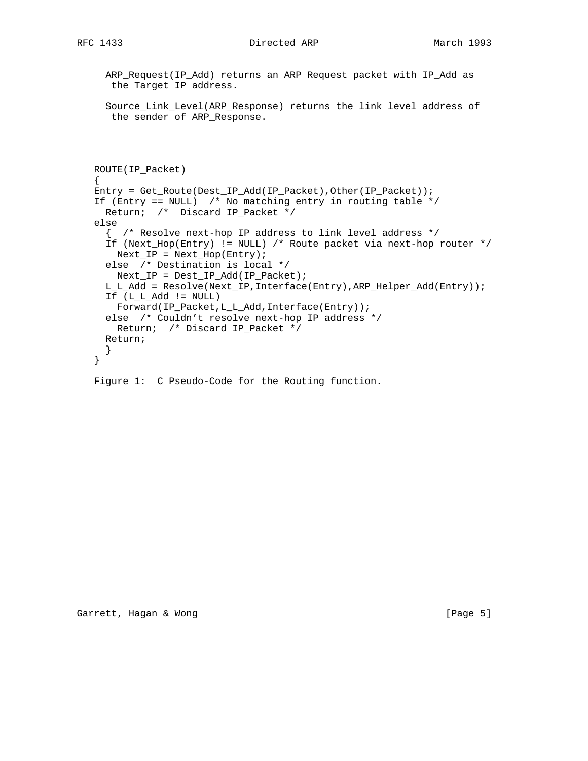ARP_Request(IP_Add) returns an ARP Request packet with IP_Add as the Target IP address.

Source_Link_Level(ARP_Response) returns the link level address of the sender of ARP_Response.

```
ROUTE(IP_Packet)
{
Entry = Get_Route(Dest_IP_Add(IP_Packet),Other(IP_Packet));
If (Entry == NULL)  /* No matching entry in routing table */
  Return;  /*  Discard IP_Packet */
else
  {  /* Resolve next-hop IP address to link level address */
  If (Next_Hop(Entry) != NULL) /* Route packet via next-hop router */
    Next_IP = Next_Hop(Entry);
  else  /* Destination is local */
    Next_IP = Dest_IP_Add(IP_Packet);
  L_L_Add = Resolve(Next_IP,Interface(Entry),ARP_Helper_Add(Entry));
  If (L_L_Add != NULL)
    Forward(IP_Packet,L_L_Add,Interface(Entry));
  else  /* Couldn't resolve next-hop IP address */
    Return;  /* Discard IP_Packet */
  Return;
  }
}
```

Figure 1:  C Pseudo-Code for the Routing function.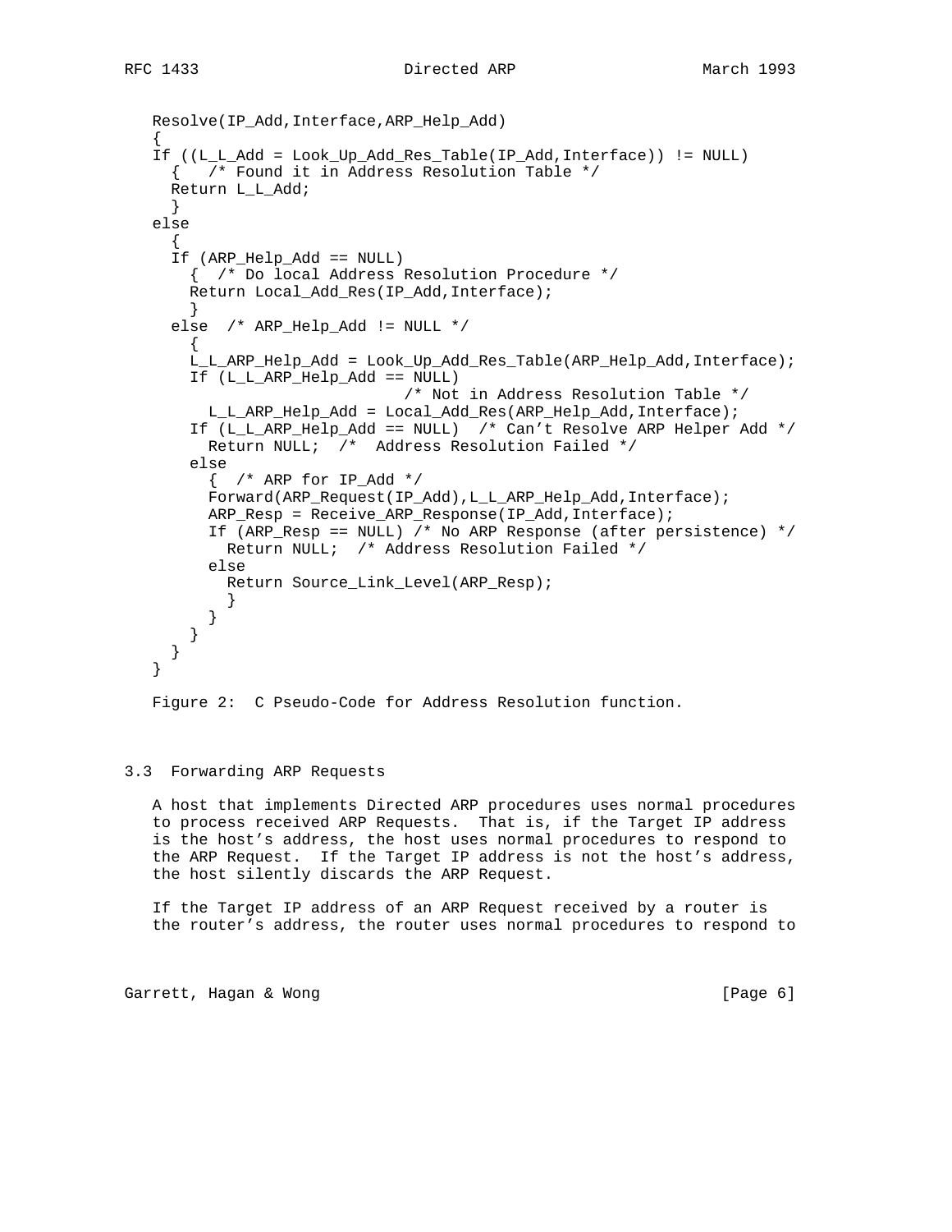```
Resolve(IP_Add,Interface,ARP_Help_Add)
{
If ((L_L_Add = Look_Up_Add_Res_Table(IP_Add,Interface)) != NULL)
  {   /* Found it in Address Resolution Table */
  Return L_L_Add;
  }
else
  {
  If (ARP_Help_Add == NULL)
    {  /* Do local Address Resolution Procedure */
    Return Local_Add_Res(IP_Add,Interface);
    }
  else  /* ARP_Help_Add != NULL */
    {
    L_L_ARP_Help_Add = Look_Up_Add_Res_Table(ARP_Help_Add,Interface);
    If (L_L_ARP_Help_Add == NULL)
                          /* Not in Address Resolution Table */
      L_L_ARP_Help_Add = Local_Add_Res(ARP_Help_Add,Interface);
    If (L_L_ARP_Help_Add == NULL)  /* Can't Resolve ARP Helper Add */
      Return NULL;  /*  Address Resolution Failed */
    else
      {  /* ARP for IP_Add */
      Forward(ARP_Request(IP_Add),L_L_ARP_Help_Add,Interface);
      ARP_Resp = Receive_ARP_Response(IP_Add,Interface);
      If (ARP_Resp == NULL) /* No ARP Response (after persistence) */
        Return NULL;  /* Address Resolution Failed */
      else
        Return Source_Link_Level(ARP_Resp);
        }
      }
    }
  }
}
```

Figure 2: C Pseudo-Code for Address Resolution function.

### 3.3 Forwarding ARP Requests

A host that implements Directed ARP procedures uses normal procedures to process received ARP Requests. That is, if the Target IP address is the host's address, the host uses normal procedures to respond to the ARP Request. If the Target IP address is not the host's address, the host silently discards the ARP Request.

If the Target IP address of an ARP Request received by a router is the router's address, the router uses normal procedures to respond to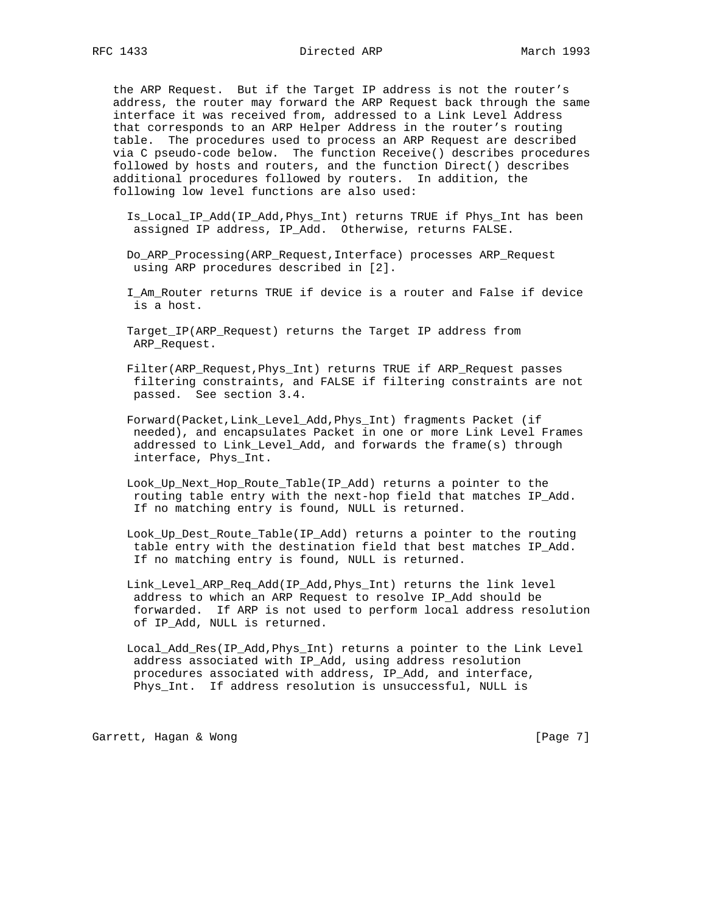the ARP Request. But if the Target IP address is not the router's address, the router may forward the ARP Request back through the same interface it was received from, addressed to a Link Level Address that corresponds to an ARP Helper Address in the router's routing table. The procedures used to process an ARP Request are described via C pseudo-code below. The function Receive() describes procedures followed by hosts and routers, and the function Direct() describes additional procedures followed by routers. In addition, the following low level functions are also used:

Is_Local_IP_Add(IP_Add,Phys_Int) returns TRUE if Phys_Int has been assigned IP address, IP_Add. Otherwise, returns FALSE.

Do_ARP_Processing(ARP_Request,Interface) processes ARP_Request using ARP procedures described in [2].

I_Am_Router returns TRUE if device is a router and False if device is a host.

Target_IP(ARP_Request) returns the Target IP address from ARP_Request.

Filter(ARP_Request,Phys_Int) returns TRUE if ARP_Request passes filtering constraints, and FALSE if filtering constraints are not passed. See section 3.4.

Forward(Packet,Link_Level_Add,Phys_Int) fragments Packet (if needed), and encapsulates Packet in one or more Link Level Frames addressed to Link_Level_Add, and forwards the frame(s) through interface, Phys_Int.

Look_Up_Next_Hop_Route_Table(IP_Add) returns a pointer to the routing table entry with the next-hop field that matches IP_Add. If no matching entry is found, NULL is returned.

Look_Up_Dest_Route_Table(IP_Add) returns a pointer to the routing table entry with the destination field that best matches IP_Add. If no matching entry is found, NULL is returned.

Link_Level_ARP_Req_Add(IP_Add,Phys_Int) returns the link level address to which an ARP Request to resolve IP_Add should be forwarded. If ARP is not used to perform local address resolution of IP_Add, NULL is returned.

Local_Add_Res(IP_Add,Phys_Int) returns a pointer to the Link Level address associated with IP_Add, using address resolution procedures associated with address, IP_Add, and interface, Phys_Int. If address resolution is unsuccessful, NULL is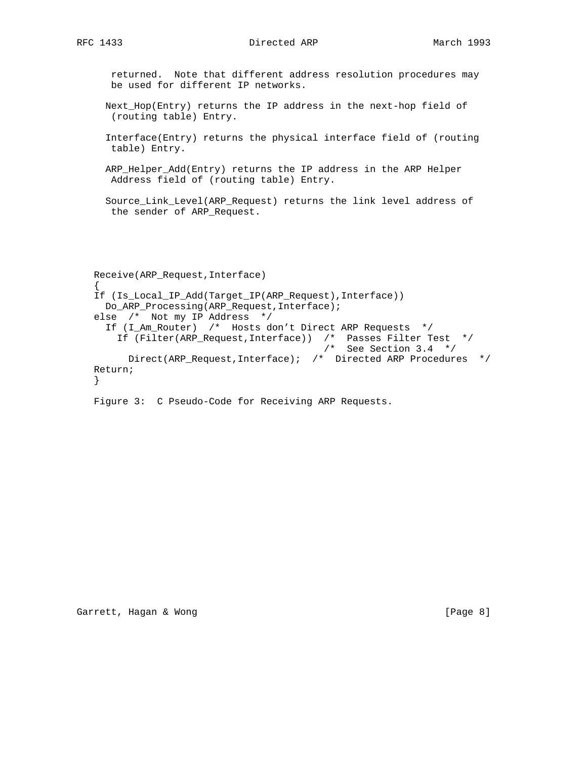returned. Note that different address resolution procedures may be used for different IP networks.

Next_Hop(Entry) returns the IP address in the next-hop field of (routing table) Entry.

Interface(Entry) returns the physical interface field of (routing table) Entry.

ARP_Helper_Add(Entry) returns the IP address in the ARP Helper Address field of (routing table) Entry.

Source_Link_Level(ARP_Request) returns the link level address of the sender of ARP_Request.

```
Receive(ARP_Request,Interface)
{
If (Is_Local_IP_Add(Target_IP(ARP_Request),Interface))
  Do_ARP_Processing(ARP_Request,Interface);
else  /*  Not my IP Address  */
  If (I_Am_Router)  /*  Hosts don't Direct ARP Requests  */
    If (Filter(ARP_Request,Interface))  /*  Passes Filter Test  */
                                        /*  See Section 3.4  */
      Direct(ARP_Request,Interface);  /*  Directed ARP Procedures  */
Return;
}
```

Figure 3: C Pseudo-Code for Receiving ARP Requests.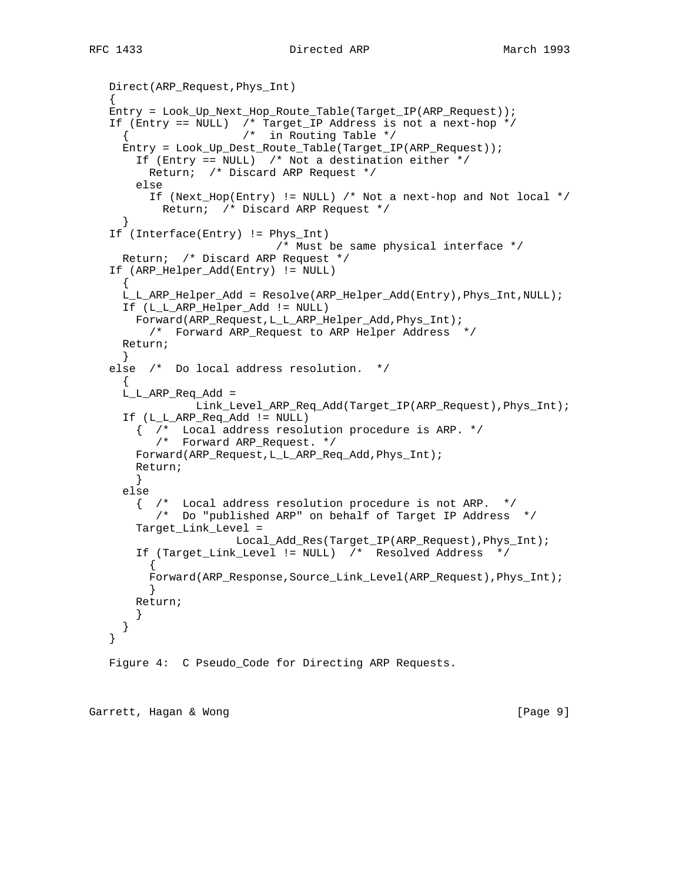```
Direct(ARP_Request,Phys_Int)
{
Entry = Look_Up_Next_Hop_Route_Table(Target_IP(ARP_Request));
If (Entry == NULL)  /* Target_IP Address is not a next-hop */
  {                 /*  in Routing Table */
  Entry = Look_Up_Dest_Route_Table(Target_IP(ARP_Request));
    If (Entry == NULL)  /* Not a destination either */
      Return;  /* Discard ARP Request */
    else
      If (Next_Hop(Entry) != NULL) /* Not a next-hop and Not local */
        Return;  /* Discard ARP Request */
  }
If (Interface(Entry) != Phys_Int)
                         /* Must be same physical interface */
  Return;  /* Discard ARP Request */
If (ARP_Helper_Add(Entry) != NULL)
  {
  L_L_ARP_Helper_Add = Resolve(ARP_Helper_Add(Entry),Phys_Int,NULL);
  If (L_L_ARP_Helper_Add != NULL)
    Forward(ARP_Request,L_L_ARP_Helper_Add,Phys_Int);
      /*  Forward ARP_Request to ARP Helper Address  */
  Return;
  }
else  /*  Do local address resolution.  */
  {
  L_L_ARP_Req_Add =
            Link_Level_ARP_Req_Add(Target_IP(ARP_Request),Phys_Int);
  If (L_L_ARP_Req_Add != NULL)
    {  /*  Local address resolution procedure is ARP. */
       /*  Forward ARP_Request. */
    Forward(ARP_Request,L_L_ARP_Req_Add,Phys_Int);
    Return;
    }
  else
    {  /*  Local address resolution procedure is not ARP.  */
       /*  Do "published ARP" on behalf of Target IP Address  */
    Target_Link_Level =
                  Local_Add_Res(Target_IP(ARP_Request),Phys_Int);
    If (Target_Link_Level != NULL)  /*  Resolved Address  */
      {
      Forward(ARP_Response,Source_Link_Level(ARP_Request),Phys_Int);
      }
    Return;
    }
  }
}
```

Figure 4:  C Pseudo_Code for Directing ARP Requests.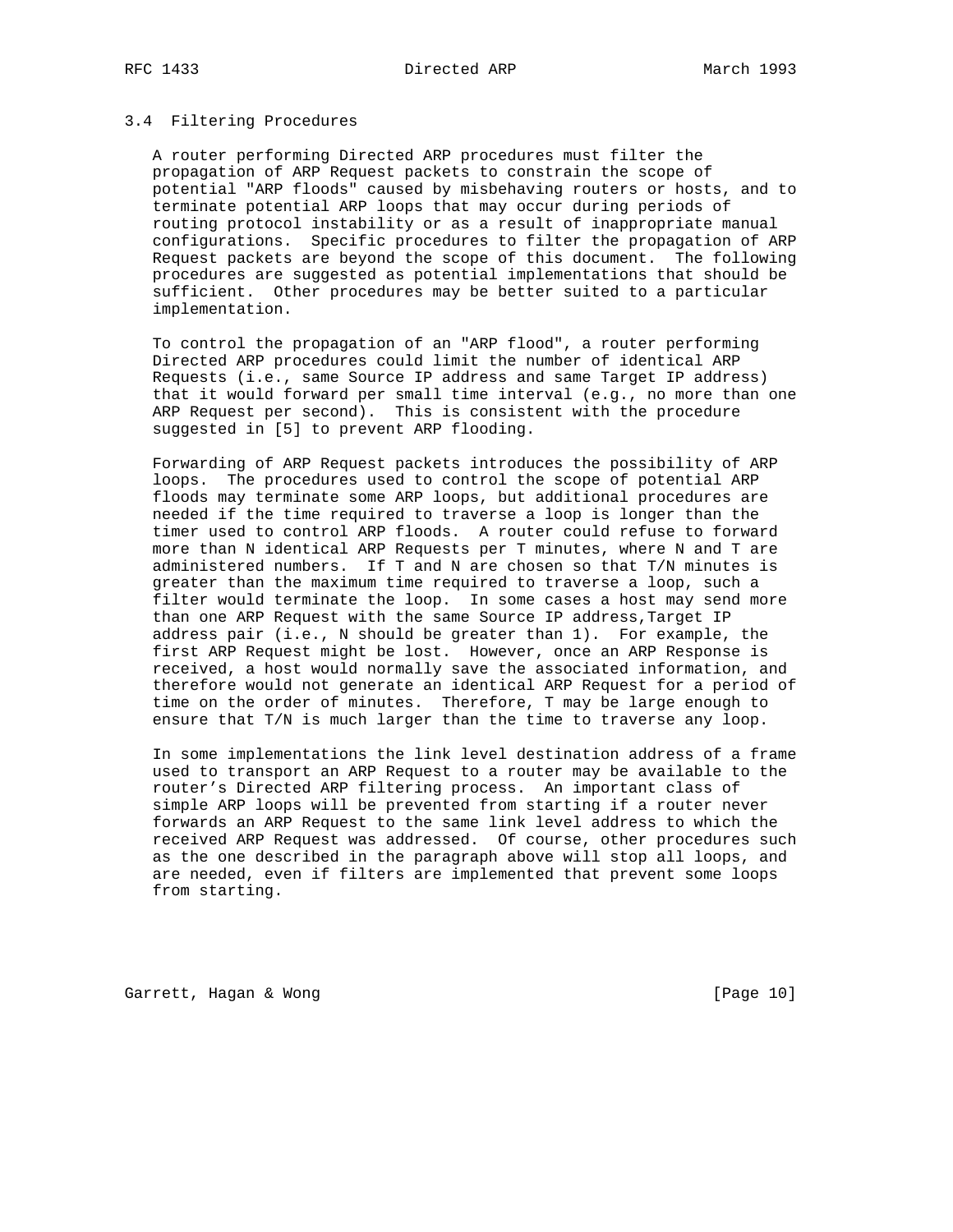### 3.4 Filtering Procedures

A router performing Directed ARP procedures must filter the propagation of ARP Request packets to constrain the scope of potential "ARP floods" caused by misbehaving routers or hosts, and to terminate potential ARP loops that may occur during periods of routing protocol instability or as a result of inappropriate manual configurations. Specific procedures to filter the propagation of ARP Request packets are beyond the scope of this document. The following procedures are suggested as potential implementations that should be sufficient. Other procedures may be better suited to a particular implementation.

To control the propagation of an "ARP flood", a router performing Directed ARP procedures could limit the number of identical ARP Requests (i.e., same Source IP address and same Target IP address) that it would forward per small time interval (e.g., no more than one ARP Request per second). This is consistent with the procedure suggested in [5] to prevent ARP flooding.

Forwarding of ARP Request packets introduces the possibility of ARP loops. The procedures used to control the scope of potential ARP floods may terminate some ARP loops, but additional procedures are needed if the time required to traverse a loop is longer than the timer used to control ARP floods. A router could refuse to forward more than N identical ARP Requests per T minutes, where N and T are administered numbers. If T and N are chosen so that T/N minutes is greater than the maximum time required to traverse a loop, such a filter would terminate the loop. In some cases a host may send more than one ARP Request with the same Source IP address,Target IP address pair (i.e., N should be greater than 1). For example, the first ARP Request might be lost. However, once an ARP Response is received, a host would normally save the associated information, and therefore would not generate an identical ARP Request for a period of time on the order of minutes. Therefore, T may be large enough to ensure that T/N is much larger than the time to traverse any loop.

In some implementations the link level destination address of a frame used to transport an ARP Request to a router may be available to the router's Directed ARP filtering process. An important class of simple ARP loops will be prevented from starting if a router never forwards an ARP Request to the same link level address to which the received ARP Request was addressed. Of course, other procedures such as the one described in the paragraph above will stop all loops, and are needed, even if filters are implemented that prevent some loops from starting.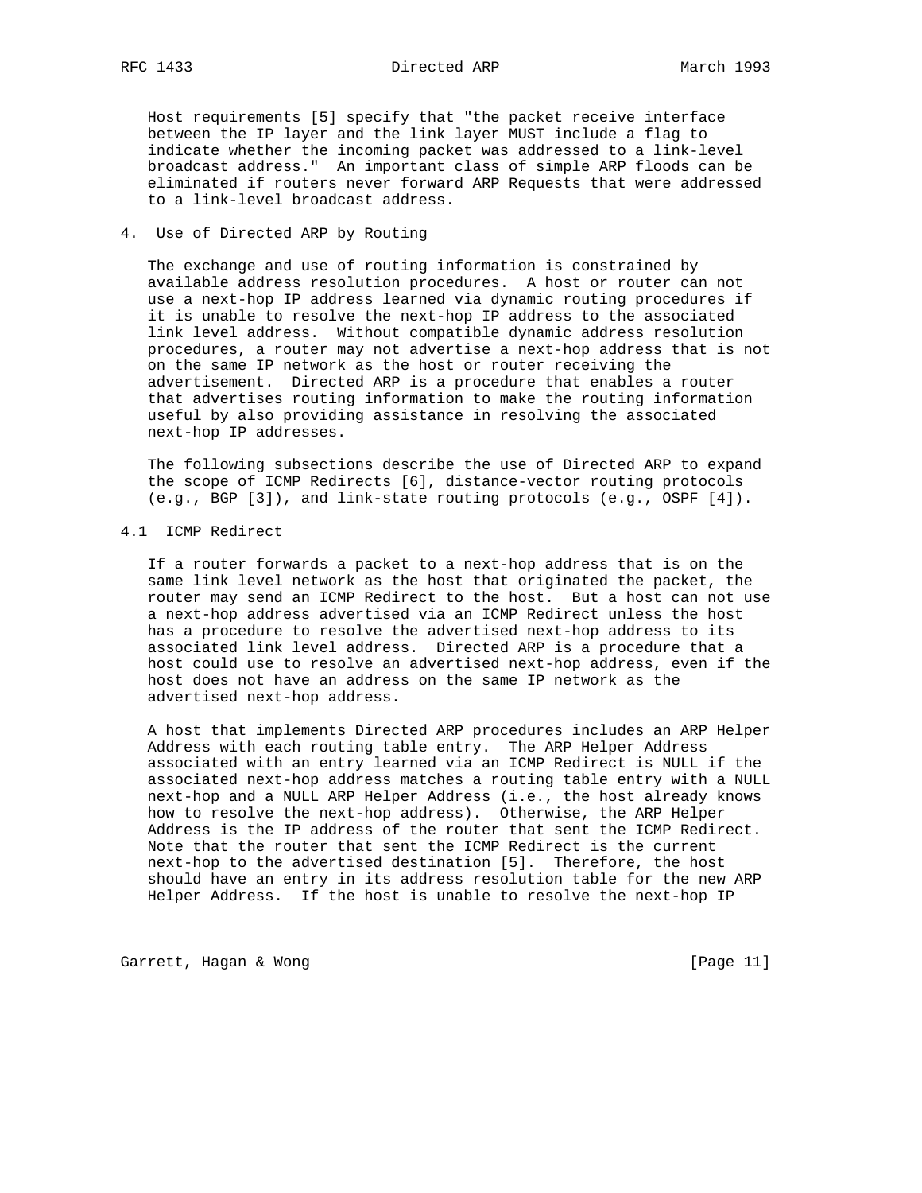Host requirements [5] specify that "the packet receive interface between the IP layer and the link layer MUST include a flag to indicate whether the incoming packet was addressed to a link-level broadcast address." An important class of simple ARP floods can be eliminated if routers never forward ARP Requests that were addressed to a link-level broadcast address.

## 4. Use of Directed ARP by Routing

The exchange and use of routing information is constrained by available address resolution procedures. A host or router can not use a next-hop IP address learned via dynamic routing procedures if it is unable to resolve the next-hop IP address to the associated link level address. Without compatible dynamic address resolution procedures, a router may not advertise a next-hop address that is not on the same IP network as the host or router receiving the advertisement. Directed ARP is a procedure that enables a router that advertises routing information to make the routing information useful by also providing assistance in resolving the associated next-hop IP addresses.

The following subsections describe the use of Directed ARP to expand the scope of ICMP Redirects [6], distance-vector routing protocols (e.g., BGP [3]), and link-state routing protocols (e.g., OSPF [4]).

### 4.1 ICMP Redirect

If a router forwards a packet to a next-hop address that is on the same link level network as the host that originated the packet, the router may send an ICMP Redirect to the host. But a host can not use a next-hop address advertised via an ICMP Redirect unless the host has a procedure to resolve the advertised next-hop address to its associated link level address. Directed ARP is a procedure that a host could use to resolve an advertised next-hop address, even if the host does not have an address on the same IP network as the advertised next-hop address.

A host that implements Directed ARP procedures includes an ARP Helper Address with each routing table entry. The ARP Helper Address associated with an entry learned via an ICMP Redirect is NULL if the associated next-hop address matches a routing table entry with a NULL next-hop and a NULL ARP Helper Address (i.e., the host already knows how to resolve the next-hop address). Otherwise, the ARP Helper Address is the IP address of the router that sent the ICMP Redirect. Note that the router that sent the ICMP Redirect is the current next-hop to the advertised destination [5]. Therefore, the host should have an entry in its address resolution table for the new ARP Helper Address. If the host is unable to resolve the next-hop IP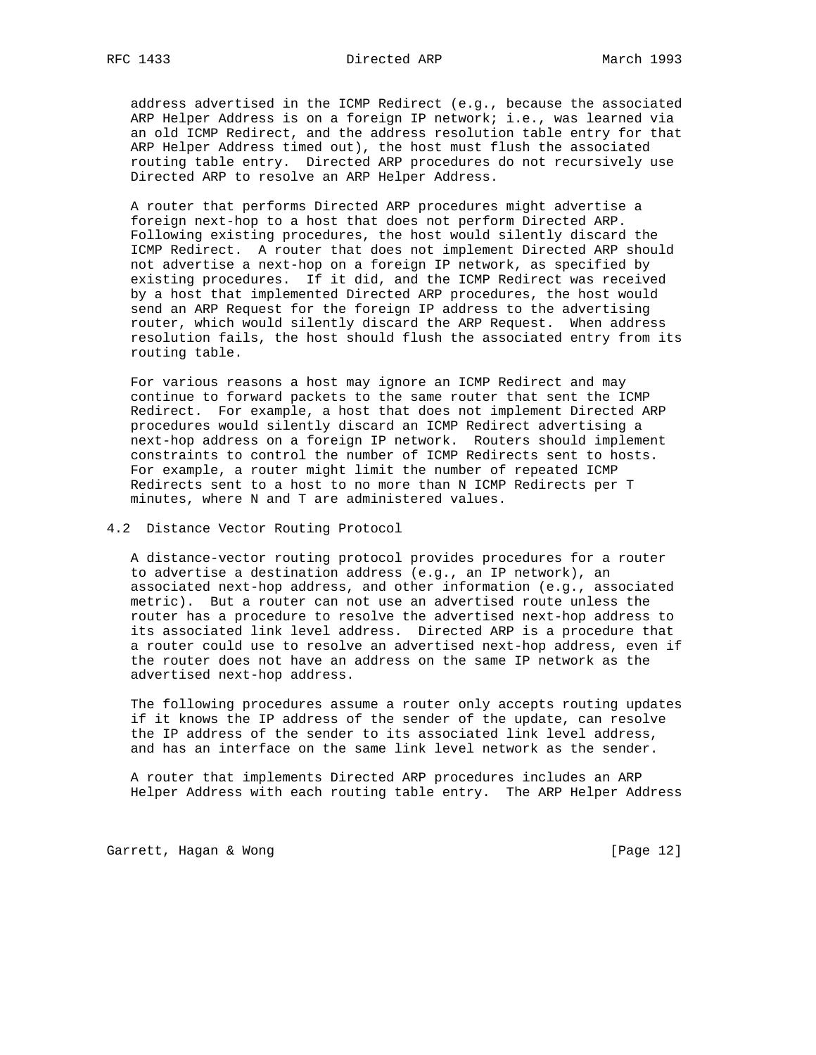address advertised in the ICMP Redirect (e.g., because the associated ARP Helper Address is on a foreign IP network; i.e., was learned via an old ICMP Redirect, and the address resolution table entry for that ARP Helper Address timed out), the host must flush the associated routing table entry. Directed ARP procedures do not recursively use Directed ARP to resolve an ARP Helper Address.

A router that performs Directed ARP procedures might advertise a foreign next-hop to a host that does not perform Directed ARP. Following existing procedures, the host would silently discard the ICMP Redirect. A router that does not implement Directed ARP should not advertise a next-hop on a foreign IP network, as specified by existing procedures. If it did, and the ICMP Redirect was received by a host that implemented Directed ARP procedures, the host would send an ARP Request for the foreign IP address to the advertising router, which would silently discard the ARP Request. When address resolution fails, the host should flush the associated entry from its routing table.

For various reasons a host may ignore an ICMP Redirect and may continue to forward packets to the same router that sent the ICMP Redirect. For example, a host that does not implement Directed ARP procedures would silently discard an ICMP Redirect advertising a next-hop address on a foreign IP network. Routers should implement constraints to control the number of ICMP Redirects sent to hosts. For example, a router might limit the number of repeated ICMP Redirects sent to a host to no more than N ICMP Redirects per T minutes, where N and T are administered values.

## 4.2 Distance Vector Routing Protocol

A distance-vector routing protocol provides procedures for a router to advertise a destination address (e.g., an IP network), an associated next-hop address, and other information (e.g., associated metric). But a router can not use an advertised route unless the router has a procedure to resolve the advertised next-hop address to its associated link level address. Directed ARP is a procedure that a router could use to resolve an advertised next-hop address, even if the router does not have an address on the same IP network as the advertised next-hop address.

The following procedures assume a router only accepts routing updates if it knows the IP address of the sender of the update, can resolve the IP address of the sender to its associated link level address, and has an interface on the same link level network as the sender.

A router that implements Directed ARP procedures includes an ARP Helper Address with each routing table entry. The ARP Helper Address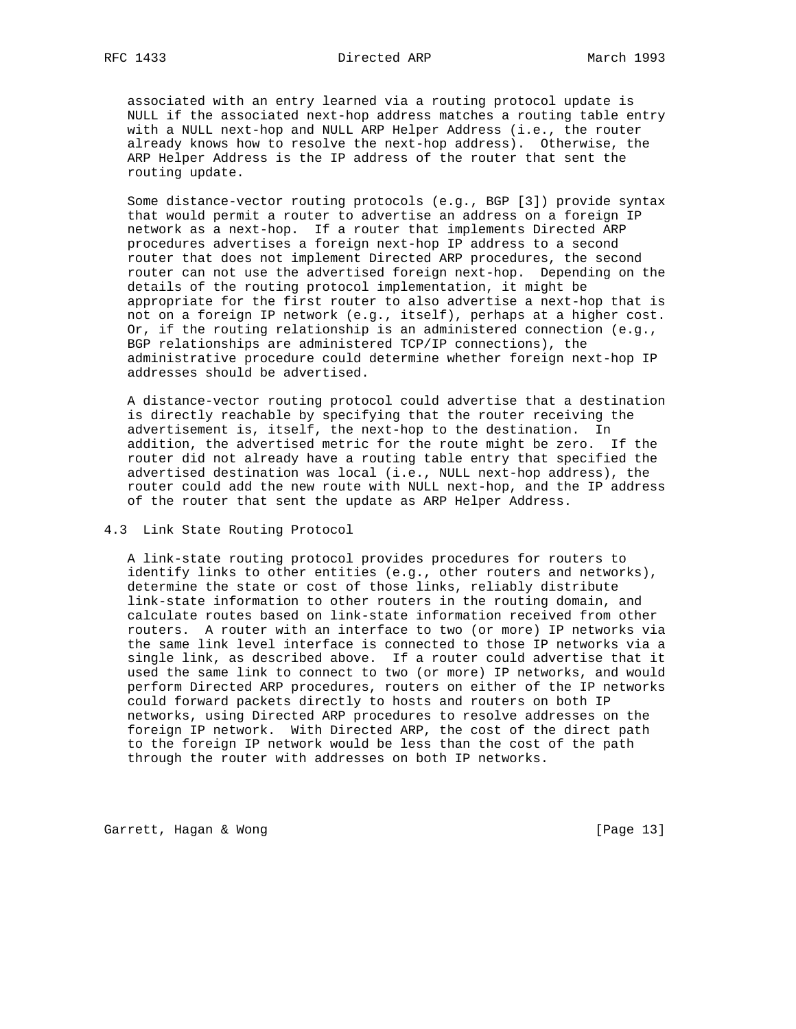associated with an entry learned via a routing protocol update is NULL if the associated next-hop address matches a routing table entry with a NULL next-hop and NULL ARP Helper Address (i.e., the router already knows how to resolve the next-hop address). Otherwise, the ARP Helper Address is the IP address of the router that sent the routing update.

Some distance-vector routing protocols (e.g., BGP [3]) provide syntax that would permit a router to advertise an address on a foreign IP network as a next-hop. If a router that implements Directed ARP procedures advertises a foreign next-hop IP address to a second router that does not implement Directed ARP procedures, the second router can not use the advertised foreign next-hop. Depending on the details of the routing protocol implementation, it might be appropriate for the first router to also advertise a next-hop that is not on a foreign IP network (e.g., itself), perhaps at a higher cost. Or, if the routing relationship is an administered connection (e.g., BGP relationships are administered TCP/IP connections), the administrative procedure could determine whether foreign next-hop IP addresses should be advertised.

A distance-vector routing protocol could advertise that a destination is directly reachable by specifying that the router receiving the advertisement is, itself, the next-hop to the destination. In addition, the advertised metric for the route might be zero. If the router did not already have a routing table entry that specified the advertised destination was local (i.e., NULL next-hop address), the router could add the new route with NULL next-hop, and the IP address of the router that sent the update as ARP Helper Address.

## 4.3 Link State Routing Protocol

A link-state routing protocol provides procedures for routers to identify links to other entities (e.g., other routers and networks), determine the state or cost of those links, reliably distribute link-state information to other routers in the routing domain, and calculate routes based on link-state information received from other routers. A router with an interface to two (or more) IP networks via the same link level interface is connected to those IP networks via a single link, as described above. If a router could advertise that it used the same link to connect to two (or more) IP networks, and would perform Directed ARP procedures, routers on either of the IP networks could forward packets directly to hosts and routers on both IP networks, using Directed ARP procedures to resolve addresses on the foreign IP network. With Directed ARP, the cost of the direct path to the foreign IP network would be less than the cost of the path through the router with addresses on both IP networks.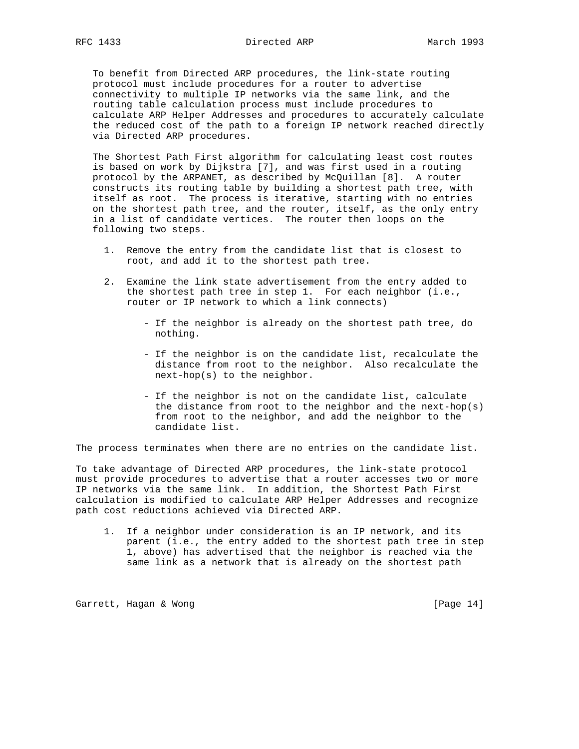To benefit from Directed ARP procedures, the link-state routing protocol must include procedures for a router to advertise connectivity to multiple IP networks via the same link, and the routing table calculation process must include procedures to calculate ARP Helper Addresses and procedures to accurately calculate the reduced cost of the path to a foreign IP network reached directly via Directed ARP procedures.

The Shortest Path First algorithm for calculating least cost routes is based on work by Dijkstra [7], and was first used in a routing protocol by the ARPANET, as described by McQuillan [8]. A router constructs its routing table by building a shortest path tree, with itself as root. The process is iterative, starting with no entries on the shortest path tree, and the router, itself, as the only entry in a list of candidate vertices. The router then loops on the following two steps.

1. Remove the entry from the candidate list that is closest to root, and add it to the shortest path tree.

2. Examine the link state advertisement from the entry added to the shortest path tree in step 1. For each neighbor (i.e., router or IP network to which a link connects)

   - If the neighbor is already on the shortest path tree, do nothing.

   - If the neighbor is on the candidate list, recalculate the distance from root to the neighbor. Also recalculate the next-hop(s) to the neighbor.

   - If the neighbor is not on the candidate list, calculate the distance from root to the neighbor and the next-hop(s) from root to the neighbor, and add the neighbor to the candidate list.

The process terminates when there are no entries on the candidate list.

To take advantage of Directed ARP procedures, the link-state protocol must provide procedures to advertise that a router accesses two or more IP networks via the same link. In addition, the Shortest Path First calculation is modified to calculate ARP Helper Addresses and recognize path cost reductions achieved via Directed ARP.

1. If a neighbor under consideration is an IP network, and its parent (i.e., the entry added to the shortest path tree in step 1, above) has advertised that the neighbor is reached via the same link as a network that is already on the shortest path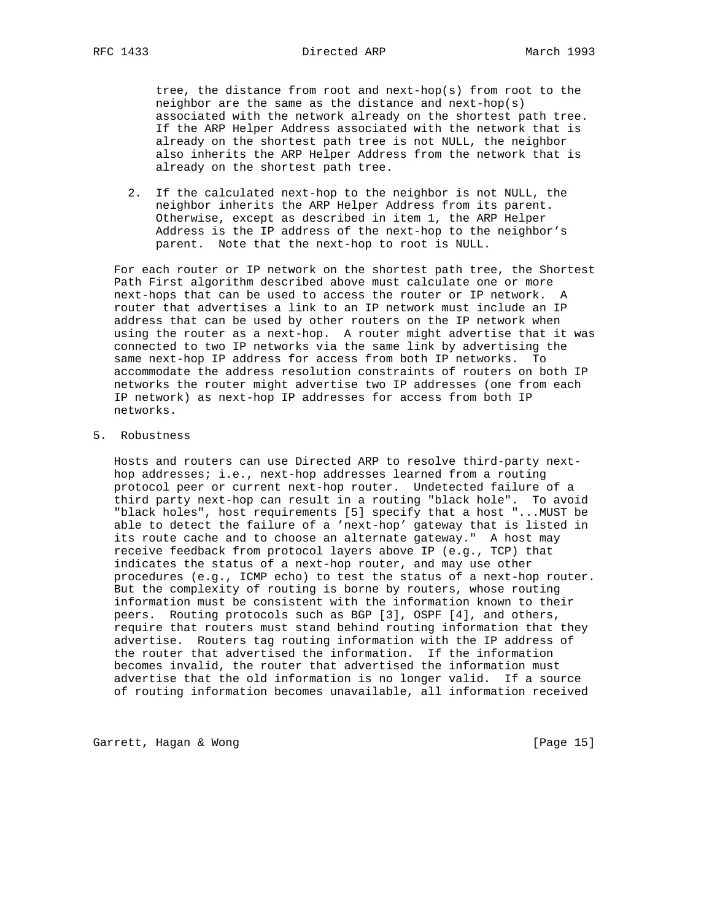tree, the distance from root and next-hop(s) from root to the neighbor are the same as the distance and next-hop(s) associated with the network already on the shortest path tree. If the ARP Helper Address associated with the network that is already on the shortest path tree is not NULL, the neighbor also inherits the ARP Helper Address from the network that is already on the shortest path tree.

2. If the calculated next-hop to the neighbor is not NULL, the neighbor inherits the ARP Helper Address from its parent. Otherwise, except as described in item 1, the ARP Helper Address is the IP address of the next-hop to the neighbor's parent. Note that the next-hop to root is NULL.

For each router or IP network on the shortest path tree, the Shortest Path First algorithm described above must calculate one or more next-hops that can be used to access the router or IP network. A router that advertises a link to an IP network must include an IP address that can be used by other routers on the IP network when using the router as a next-hop. A router might advertise that it was connected to two IP networks via the same link by advertising the same next-hop IP address for access from both IP networks. To accommodate the address resolution constraints of routers on both IP networks the router might advertise two IP addresses (one from each IP network) as next-hop IP addresses for access from both IP networks.

## 5. Robustness

Hosts and routers can use Directed ARP to resolve third-party next-hop addresses; i.e., next-hop addresses learned from a routing protocol peer or current next-hop router. Undetected failure of a third party next-hop can result in a routing "black hole". To avoid "black holes", host requirements [5] specify that a host "...MUST be able to detect the failure of a 'next-hop' gateway that is listed in its route cache and to choose an alternate gateway." A host may receive feedback from protocol layers above IP (e.g., TCP) that indicates the status of a next-hop router, and may use other procedures (e.g., ICMP echo) to test the status of a next-hop router. But the complexity of routing is borne by routers, whose routing information must be consistent with the information known to their peers. Routing protocols such as BGP [3], OSPF [4], and others, require that routers must stand behind routing information that they advertise. Routers tag routing information with the IP address of the router that advertised the information. If the information becomes invalid, the router that advertised the information must advertise that the old information is no longer valid. If a source of routing information becomes unavailable, all information received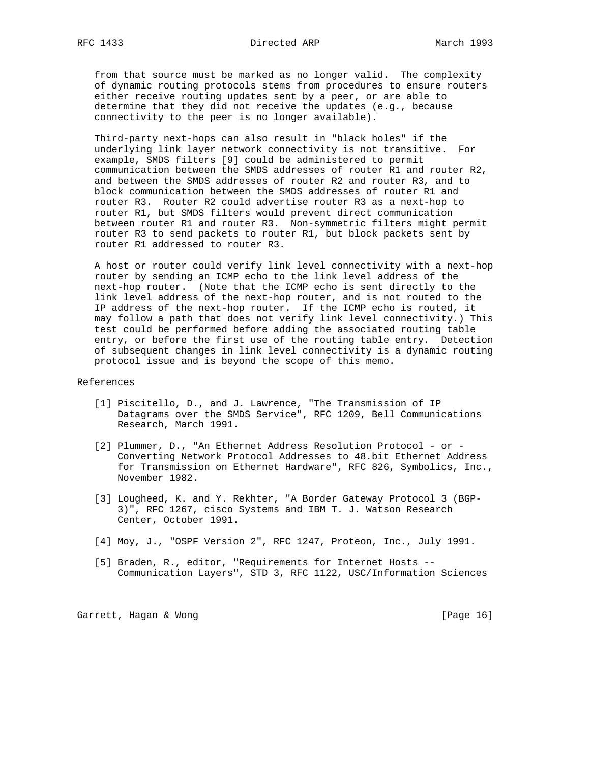from that source must be marked as no longer valid. The complexity of dynamic routing protocols stems from procedures to ensure routers either receive routing updates sent by a peer, or are able to determine that they did not receive the updates (e.g., because connectivity to the peer is no longer available).

Third-party next-hops can also result in "black holes" if the underlying link layer network connectivity is not transitive. For example, SMDS filters [9] could be administered to permit communication between the SMDS addresses of router R1 and router R2, and between the SMDS addresses of router R2 and router R3, and to block communication between the SMDS addresses of router R1 and router R3. Router R2 could advertise router R3 as a next-hop to router R1, but SMDS filters would prevent direct communication between router R1 and router R3. Non-symmetric filters might permit router R3 to send packets to router R1, but block packets sent by router R1 addressed to router R3.

A host or router could verify link level connectivity with a next-hop router by sending an ICMP echo to the link level address of the next-hop router. (Note that the ICMP echo is sent directly to the link level address of the next-hop router, and is not routed to the IP address of the next-hop router. If the ICMP echo is routed, it may follow a path that does not verify link level connectivity.) This test could be performed before adding the associated routing table entry, or before the first use of the routing table entry. Detection of subsequent changes in link level connectivity is a dynamic routing protocol issue and is beyond the scope of this memo.

References

[1] Piscitello, D., and J. Lawrence, "The Transmission of IP Datagrams over the SMDS Service", RFC 1209, Bell Communications Research, March 1991.

[2] Plummer, D., "An Ethernet Address Resolution Protocol - or - Converting Network Protocol Addresses to 48.bit Ethernet Address for Transmission on Ethernet Hardware", RFC 826, Symbolics, Inc., November 1982.

[3] Lougheed, K. and Y. Rekhter, "A Border Gateway Protocol 3 (BGP-3)", RFC 1267, cisco Systems and IBM T. J. Watson Research Center, October 1991.

[4] Moy, J., "OSPF Version 2", RFC 1247, Proteon, Inc., July 1991.

[5] Braden, R., editor, "Requirements for Internet Hosts -- Communication Layers", STD 3, RFC 1122, USC/Information Sciences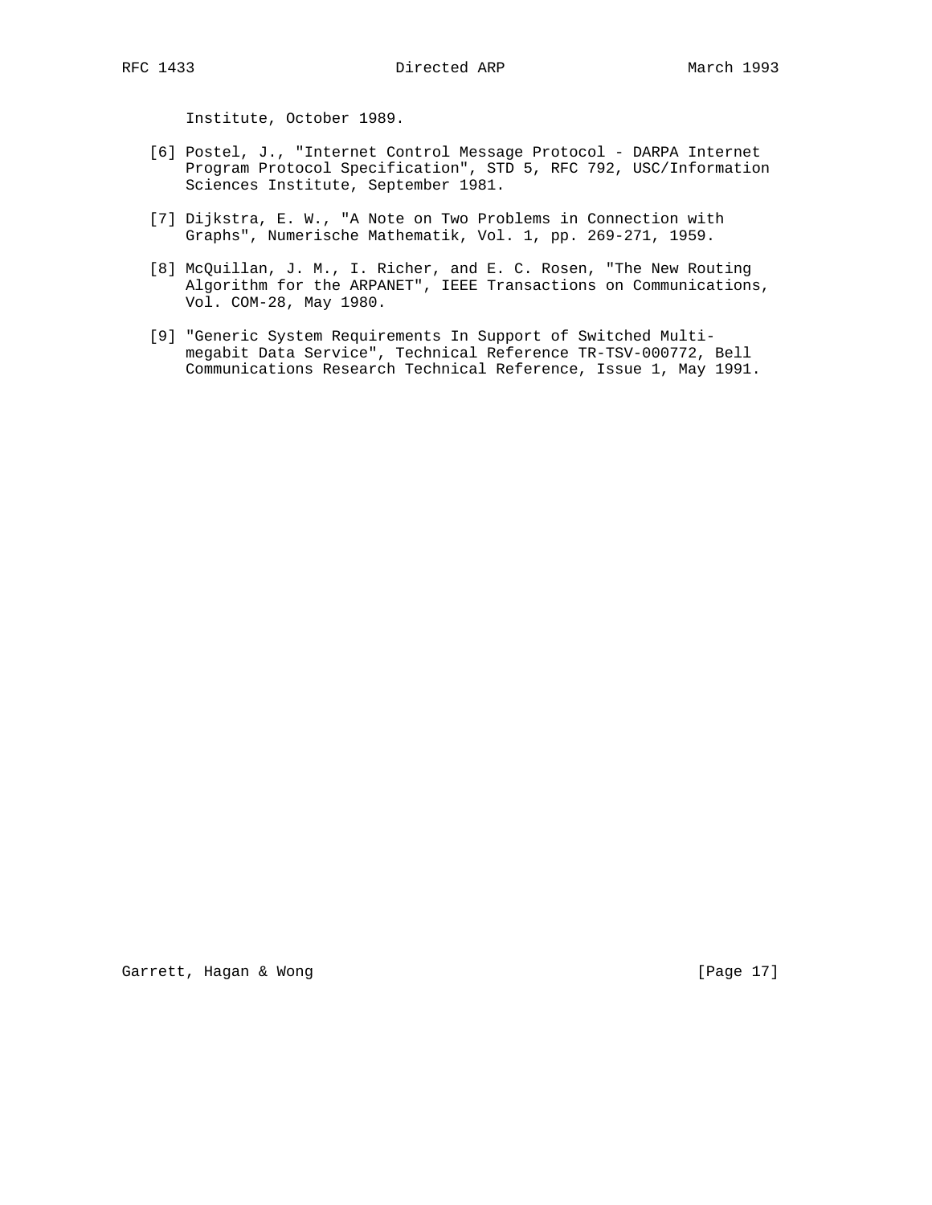Institute, October 1989.

[6] Postel, J., "Internet Control Message Protocol - DARPA Internet Program Protocol Specification", STD 5, RFC 792, USC/Information Sciences Institute, September 1981.

[7] Dijkstra, E. W., "A Note on Two Problems in Connection with Graphs", Numerische Mathematik, Vol. 1, pp. 269-271, 1959.

[8] McQuillan, J. M., I. Richer, and E. C. Rosen, "The New Routing Algorithm for the ARPANET", IEEE Transactions on Communications, Vol. COM-28, May 1980.

[9] "Generic System Requirements In Support of Switched Multi-megabit Data Service", Technical Reference TR-TSV-000772, Bell Communications Research Technical Reference, Issue 1, May 1991.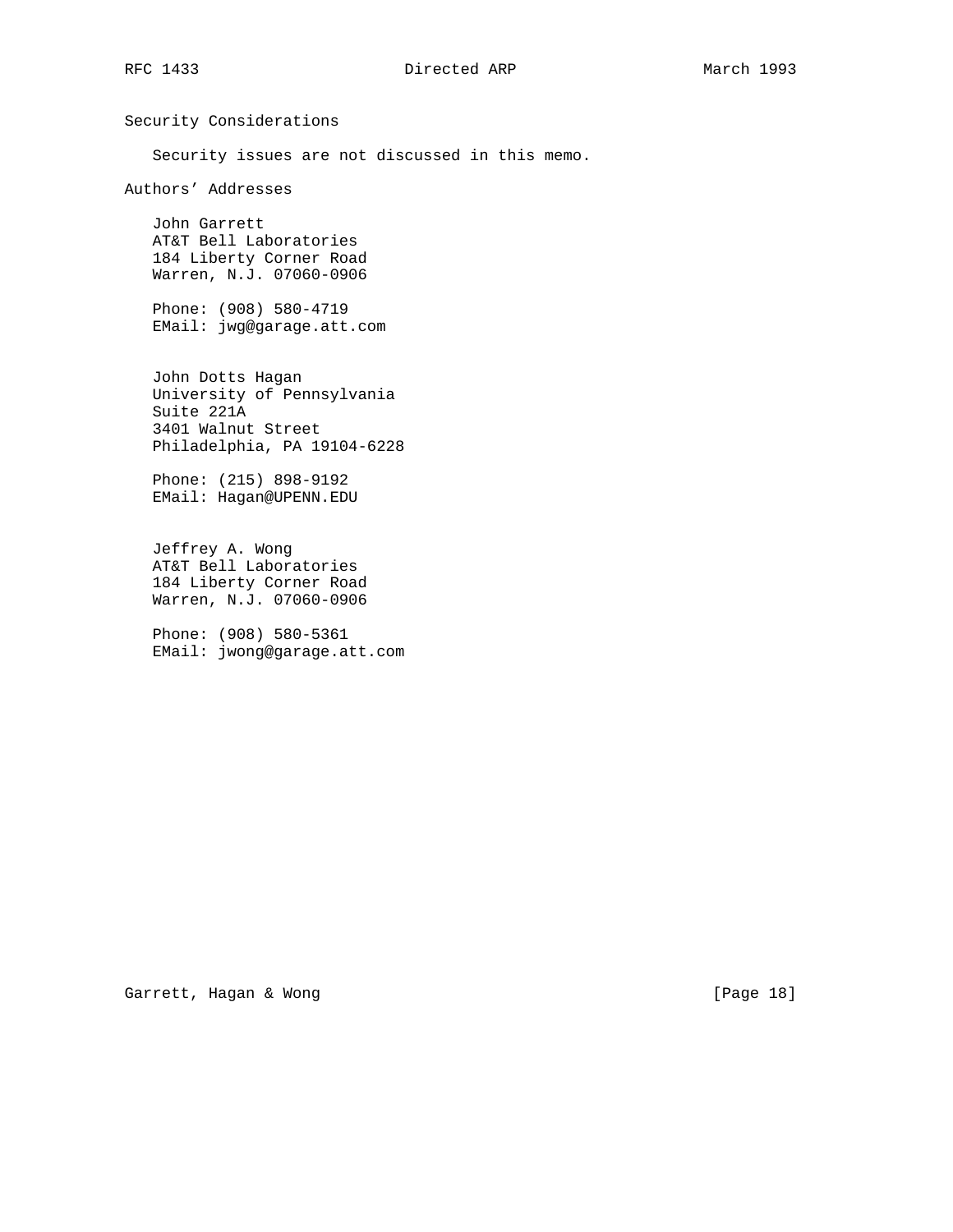## Security Considerations

Security issues are not discussed in this memo.

## Authors' Addresses

John Garrett
AT&T Bell Laboratories
184 Liberty Corner Road
Warren, N.J. 07060-0906

Phone: (908) 580-4719
EMail: jwg@garage.att.com

John Dotts Hagan
University of Pennsylvania
Suite 221A
3401 Walnut Street
Philadelphia, PA 19104-6228

Phone: (215) 898-9192
EMail: Hagan@UPENN.EDU

Jeffrey A. Wong
AT&T Bell Laboratories
184 Liberty Corner Road
Warren, N.J. 07060-0906

Phone: (908) 580-5361
EMail: jwong@garage.att.com